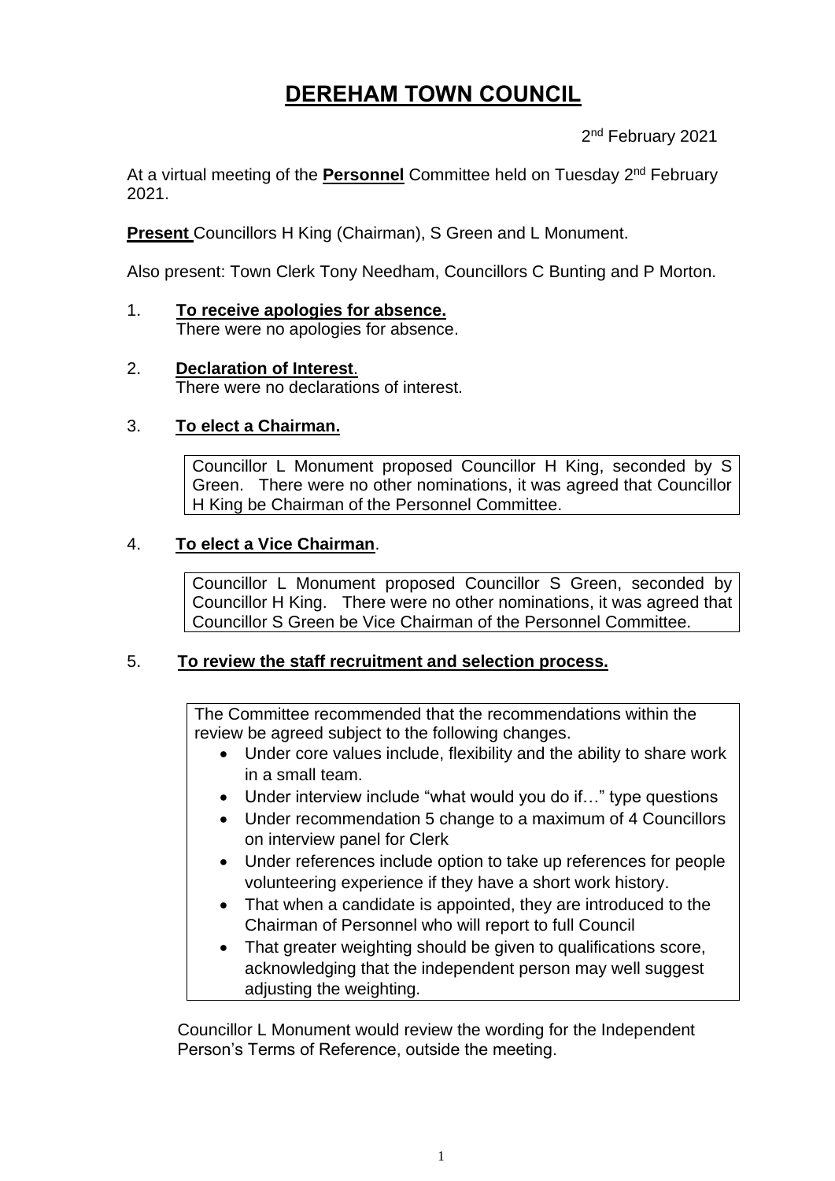# DEREHAM TOWN COUNCIL

2nd February 2021

At a virtual meeting of the **Personnel** Committee held on Tuesday 2nd February 2021.

**Present** Councillors H King (Chairman), S Green and L Monument.

Also present: Town Clerk Tony Needham, Councillors C Bunting and P Morton.

1. **To receive apologies for absence.**
   There were no apologies for absence.

2. **Declaration of Interest**.
   There were no declarations of interest.

3. **To elect a Chairman.**

   Councillor L Monument proposed Councillor H King, seconded by S Green. There were no other nominations, it was agreed that Councillor H King be Chairman of the Personnel Committee.

4. **To elect a Vice Chairman**.

   Councillor L Monument proposed Councillor S Green, seconded by Councillor H King. There were no other nominations, it was agreed that Councillor S Green be Vice Chairman of the Personnel Committee.

5. **To review the staff recruitment and selection process.**

   The Committee recommended that the recommendations within the review be agreed subject to the following changes.

   - Under core values include, flexibility and the ability to share work in a small team.
   - Under interview include "what would you do if…" type questions
   - Under recommendation 5 change to a maximum of 4 Councillors on interview panel for Clerk
   - Under references include option to take up references for people volunteering experience if they have a short work history.
   - That when a candidate is appointed, they are introduced to the Chairman of Personnel who will report to full Council
   - That greater weighting should be given to qualifications score, acknowledging that the independent person may well suggest adjusting the weighting.

   Councillor L Monument would review the wording for the Independent Person's Terms of Reference, outside the meeting.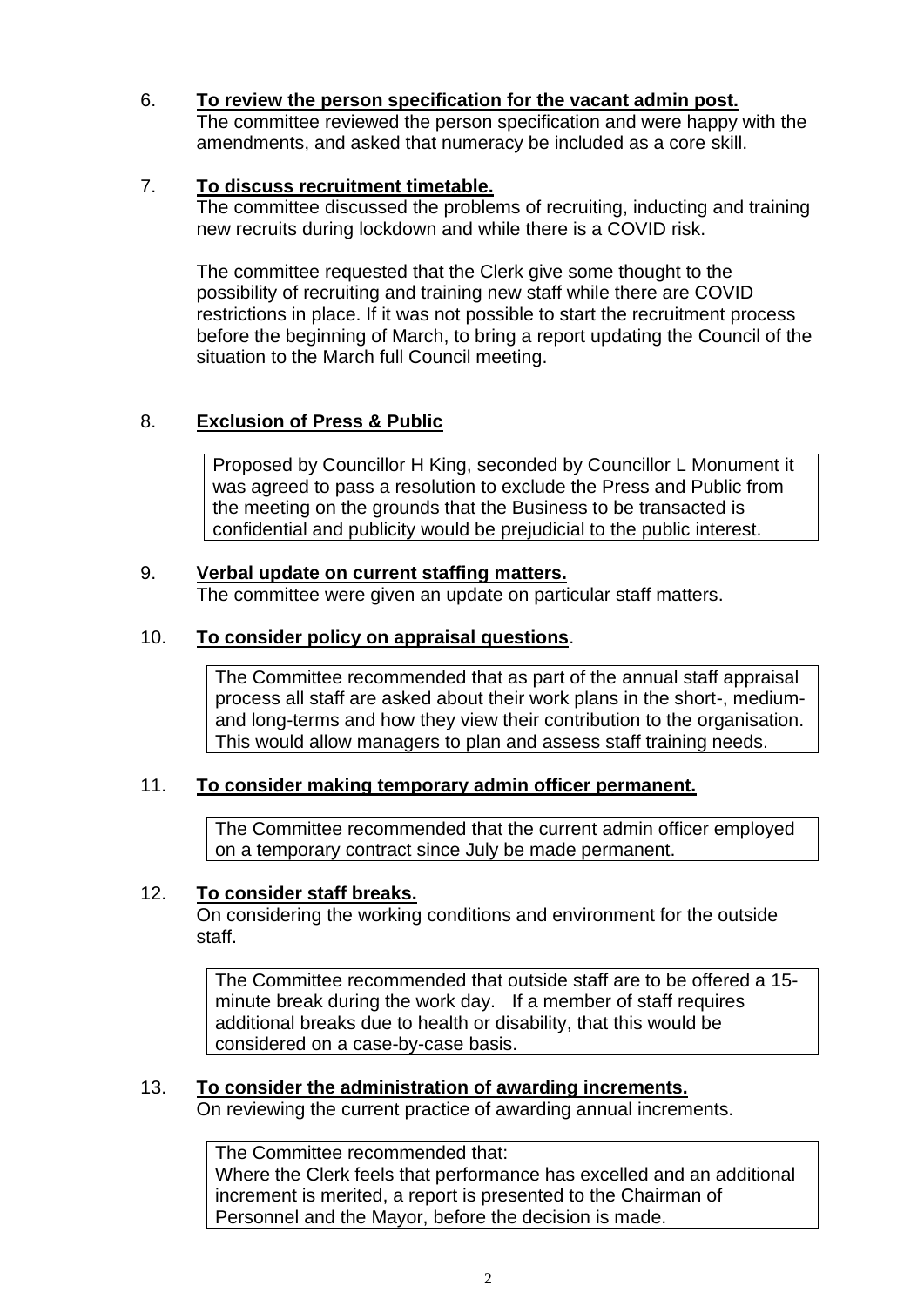6. **To review the person specification for the vacant admin post.**

   The committee reviewed the person specification and were happy with the amendments, and asked that numeracy be included as a core skill.

7. **To discuss recruitment timetable.**

   The committee discussed the problems of recruiting, inducting and training new recruits during lockdown and while there is a COVID risk.

   The committee requested that the Clerk give some thought to the possibility of recruiting and training new staff while there are COVID restrictions in place. If it was not possible to start the recruitment process before the beginning of March, to bring a report updating the Council of the situation to the March full Council meeting.

8. **Exclusion of Press & Public**

   > Proposed by Councillor H King, seconded by Councillor L Monument it was agreed to pass a resolution to exclude the Press and Public from the meeting on the grounds that the Business to be transacted is confidential and publicity would be prejudicial to the public interest.

9. **Verbal update on current staffing matters.**

   The committee were given an update on particular staff matters.

10. **To consider policy on appraisal questions**.

    > The Committee recommended that as part of the annual staff appraisal process all staff are asked about their work plans in the short-, medium- and long-terms and how they view their contribution to the organisation. This would allow managers to plan and assess staff training needs.

11. **To consider making temporary admin officer permanent.**

    > The Committee recommended that the current admin officer employed on a temporary contract since July be made permanent.

12. **To consider staff breaks.**

    On considering the working conditions and environment for the outside staff.

    > The Committee recommended that outside staff are to be offered a 15-minute break during the work day. If a member of staff requires additional breaks due to health or disability, that this would be considered on a case-by-case basis.

13. **To consider the administration of awarding increments.**

    On reviewing the current practice of awarding annual increments.

    > The Committee recommended that:
    > Where the Clerk feels that performance has excelled and an additional increment is merited, a report is presented to the Chairman of Personnel and the Mayor, before the decision is made.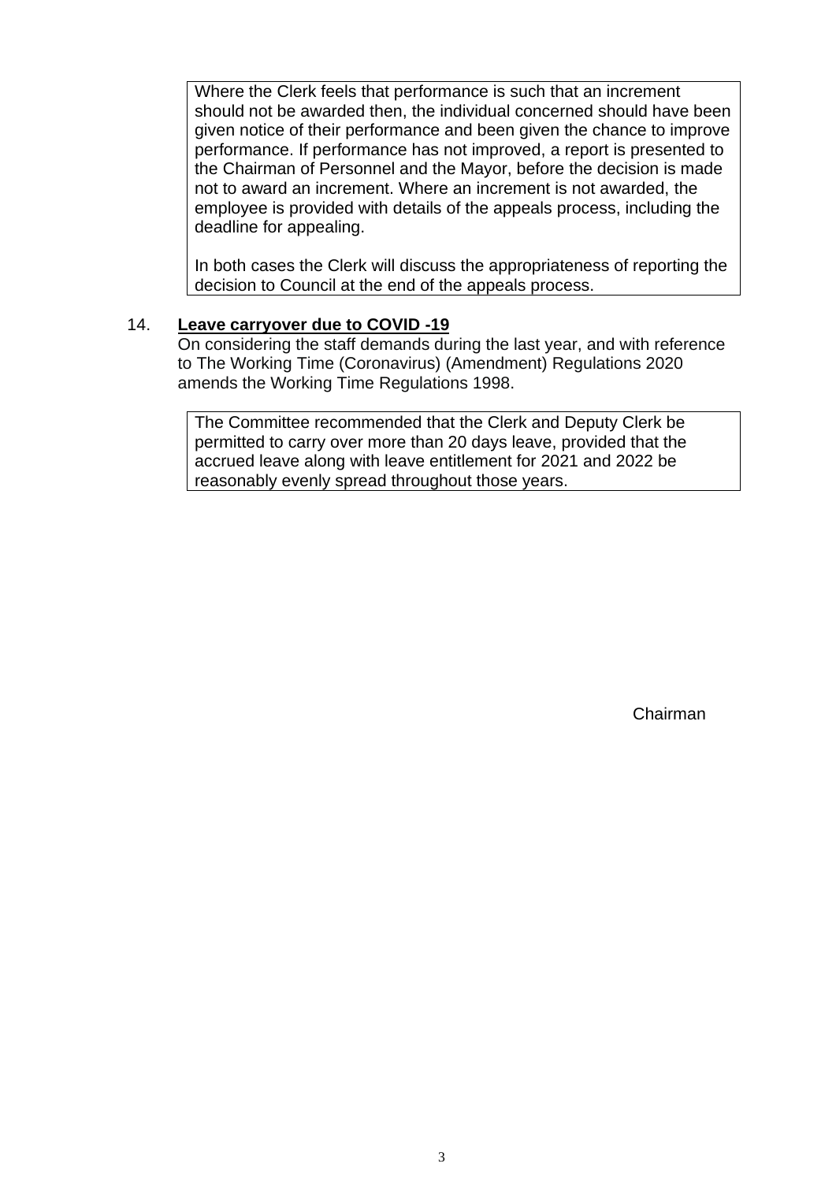Where the Clerk feels that performance is such that an increment should not be awarded then, the individual concerned should have been given notice of their performance and been given the chance to improve performance. If performance has not improved, a report is presented to the Chairman of Personnel and the Mayor, before the decision is made not to award an increment. Where an increment is not awarded, the employee is provided with details of the appeals process, including the deadline for appealing.

In both cases the Clerk will discuss the appropriateness of reporting the decision to Council at the end of the appeals process.

14. **Leave carryover due to COVID -19**

On considering the staff demands during the last year, and with reference to The Working Time (Coronavirus) (Amendment) Regulations 2020 amends the Working Time Regulations 1998.

The Committee recommended that the Clerk and Deputy Clerk be permitted to carry over more than 20 days leave, provided that the accrued leave along with leave entitlement for 2021 and 2022 be reasonably evenly spread throughout those years.

Chairman